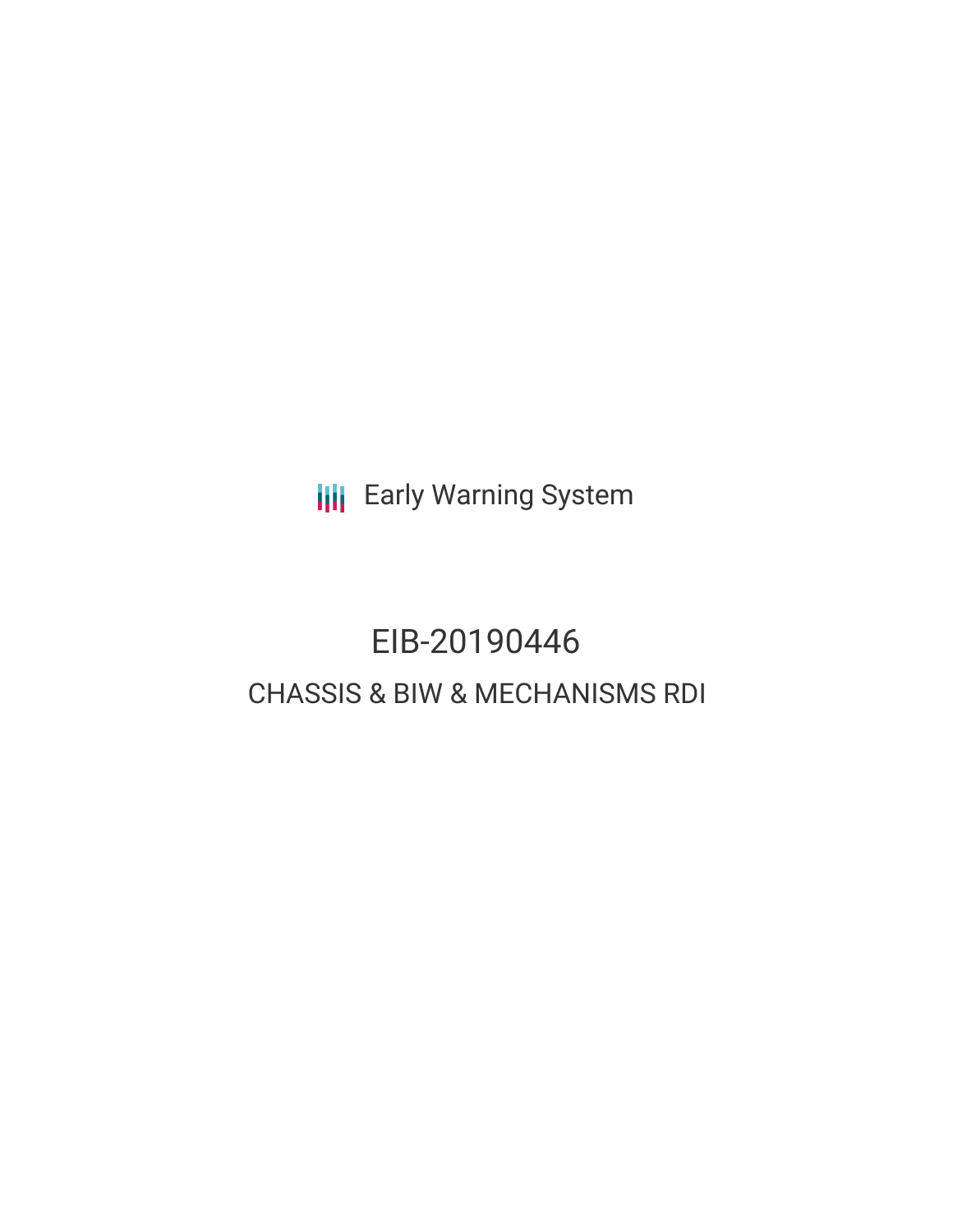Early Warning System

# EIB-20190446

## CHASSIS & BIW & MECHANISMS RDI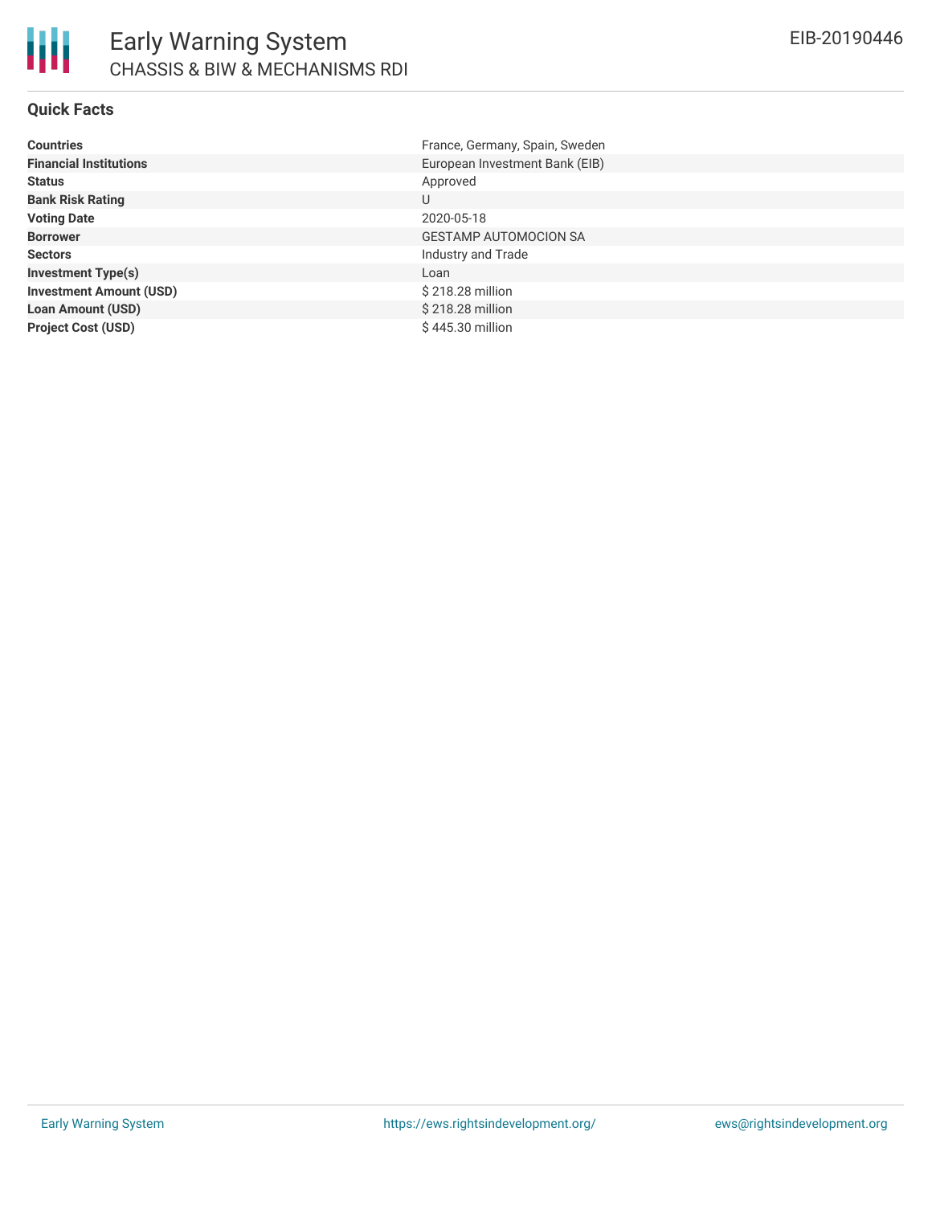# Early Warning System

CHASSIS & BIW & MECHANISMS RDI

EIB-20190446

## Quick Facts

| | |
|---|---|
| **Countries** | France, Germany, Spain, Sweden |
| **Financial Institutions** | European Investment Bank (EIB) |
| **Status** | Approved |
| **Bank Risk Rating** | U |
| **Voting Date** | 2020-05-18 |
| **Borrower** | GESTAMP AUTOMOCION SA |
| **Sectors** | Industry and Trade |
| **Investment Type(s)** | Loan |
| **Investment Amount (USD)** | $ 218.28 million |
| **Loan Amount (USD)** | $ 218.28 million |
| **Project Cost (USD)** | $ 445.30 million |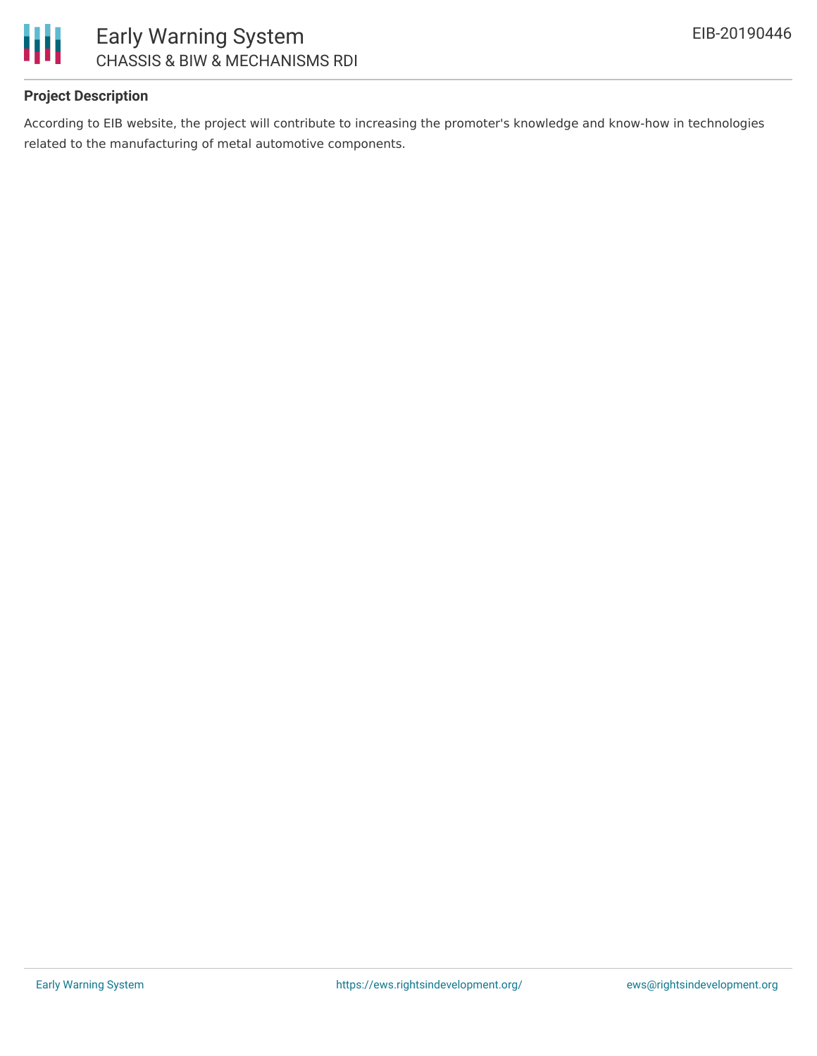## Project Description

According to EIB website, the project will contribute to increasing the promoter's knowledge and know-how in technologies related to the manufacturing of metal automotive components.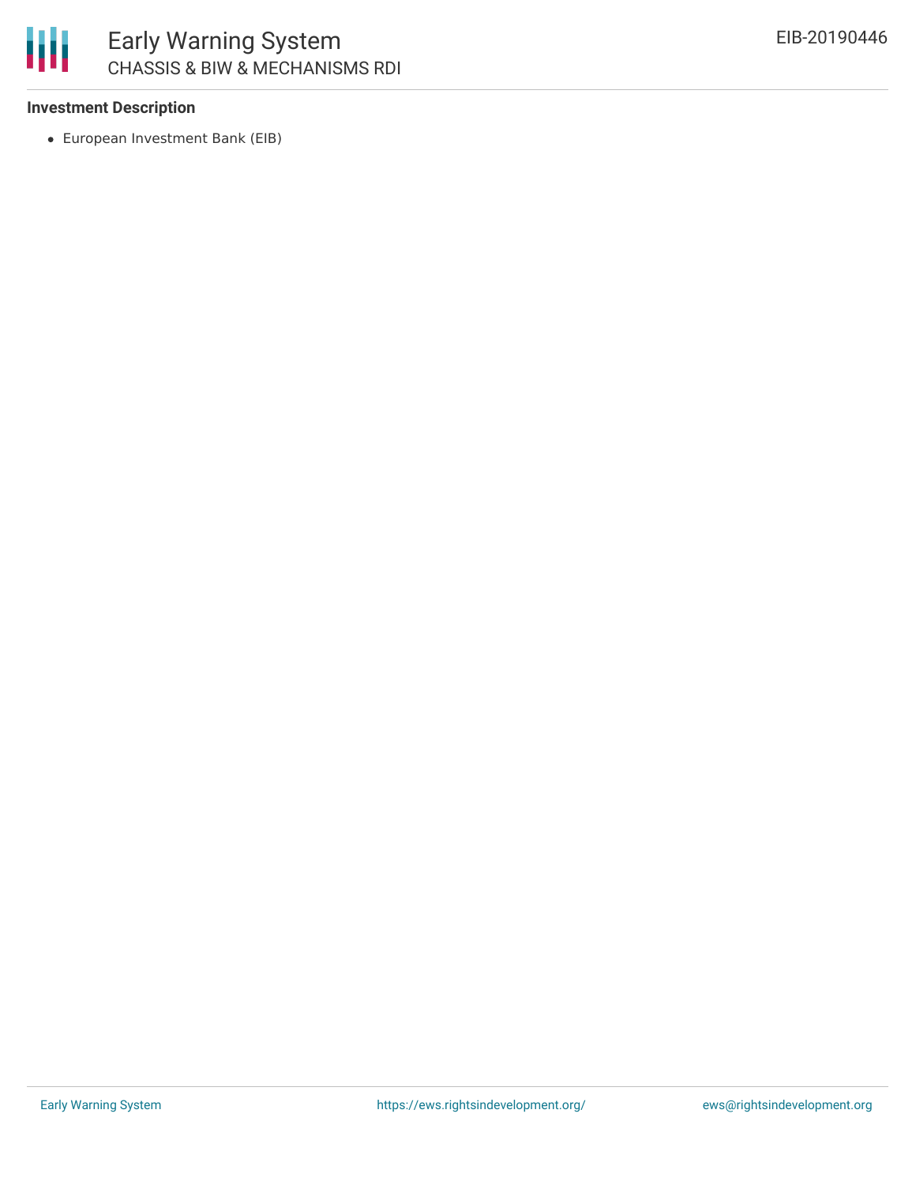### Investment Description

- European Investment Bank (EIB)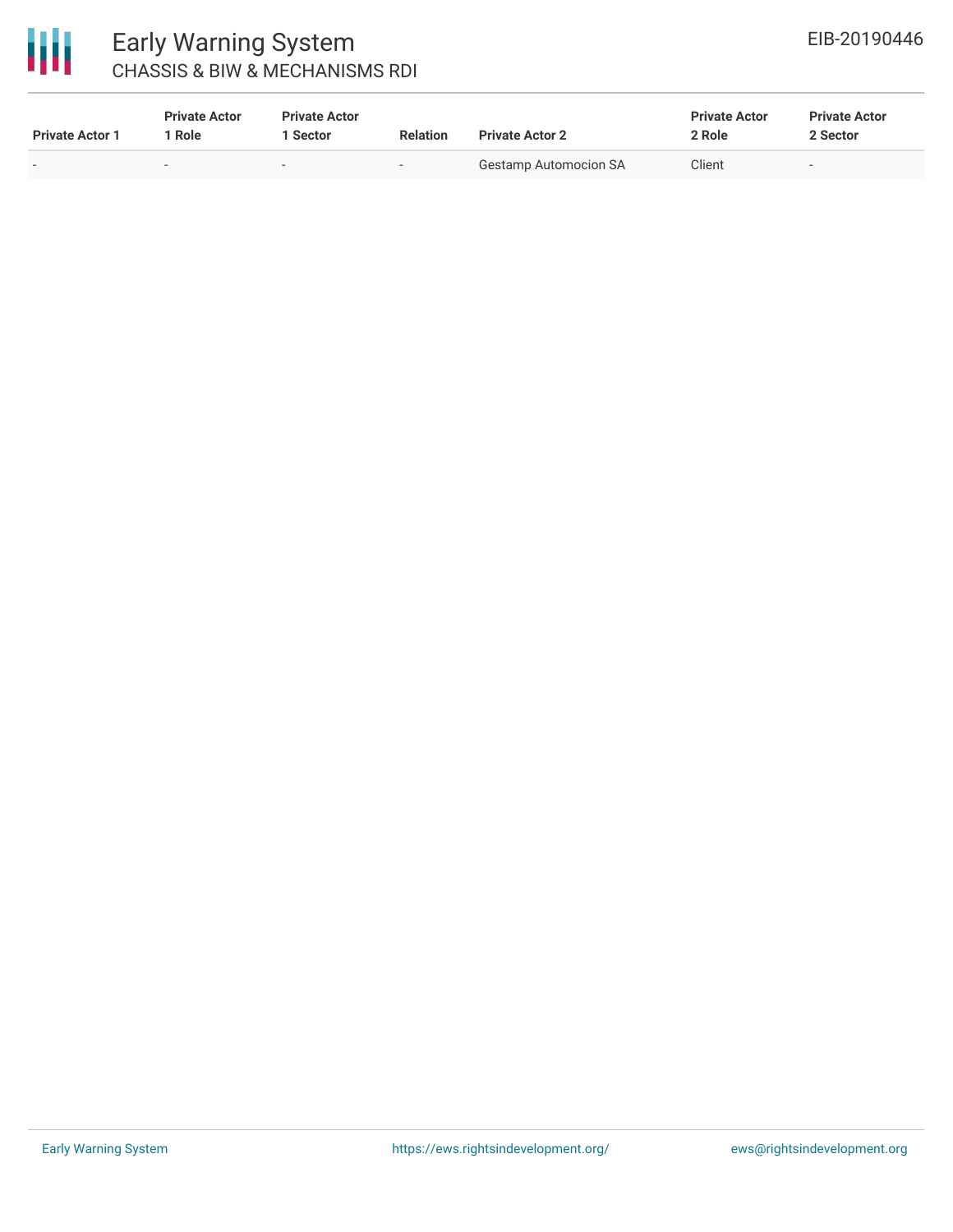| Private Actor 1 | Private Actor 1 Role | Private Actor 1 Sector | Relation | Private Actor 2 | Private Actor 2 Role | Private Actor 2 Sector |
|---|---|---|---|---|---|---|
| - | - | - | - | Gestamp Automocion SA | Client | - |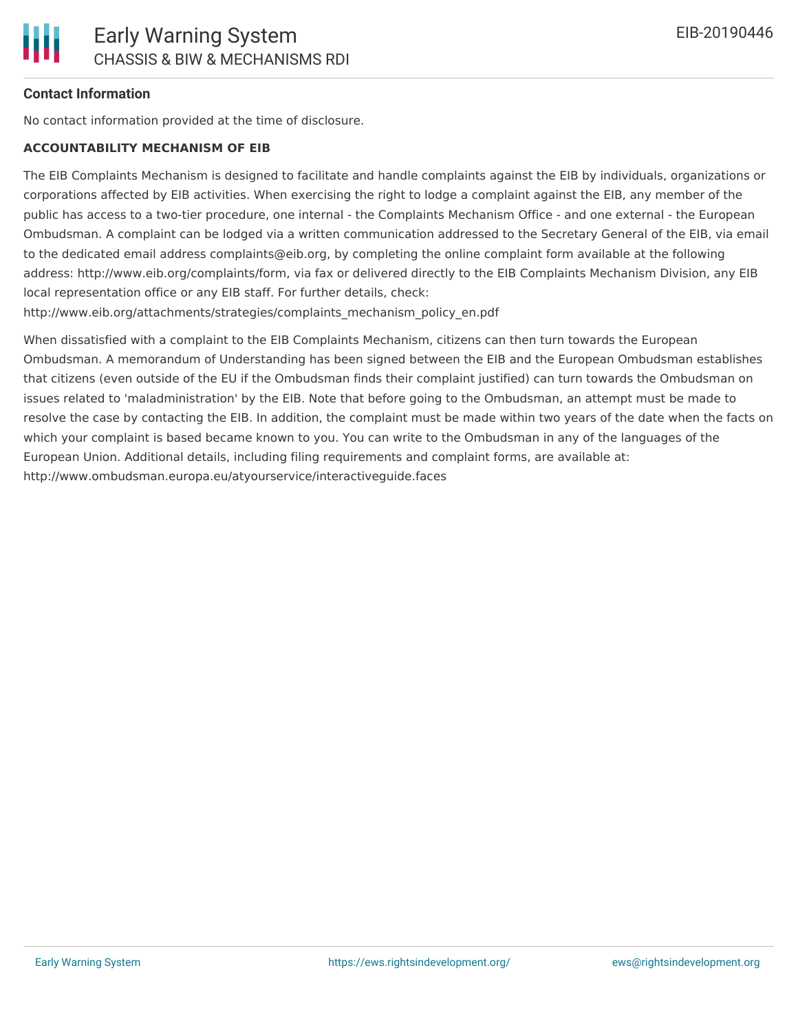## Contact Information

No contact information provided at the time of disclosure.

**ACCOUNTABILITY MECHANISM OF EIB**

The EIB Complaints Mechanism is designed to facilitate and handle complaints against the EIB by individuals, organizations or corporations affected by EIB activities. When exercising the right to lodge a complaint against the EIB, any member of the public has access to a two-tier procedure, one internal - the Complaints Mechanism Office - and one external - the European Ombudsman. A complaint can be lodged via a written communication addressed to the Secretary General of the EIB, via email to the dedicated email address complaints@eib.org, by completing the online complaint form available at the following address: http://www.eib.org/complaints/form, via fax or delivered directly to the EIB Complaints Mechanism Division, any EIB local representation office or any EIB staff. For further details, check: http://www.eib.org/attachments/strategies/complaints_mechanism_policy_en.pdf

When dissatisfied with a complaint to the EIB Complaints Mechanism, citizens can then turn towards the European Ombudsman. A memorandum of Understanding has been signed between the EIB and the European Ombudsman establishes that citizens (even outside of the EU if the Ombudsman finds their complaint justified) can turn towards the Ombudsman on issues related to 'maladministration' by the EIB. Note that before going to the Ombudsman, an attempt must be made to resolve the case by contacting the EIB. In addition, the complaint must be made within two years of the date when the facts on which your complaint is based became known to you. You can write to the Ombudsman in any of the languages of the European Union. Additional details, including filing requirements and complaint forms, are available at: http://www.ombudsman.europa.eu/atyourservice/interactiveguide.faces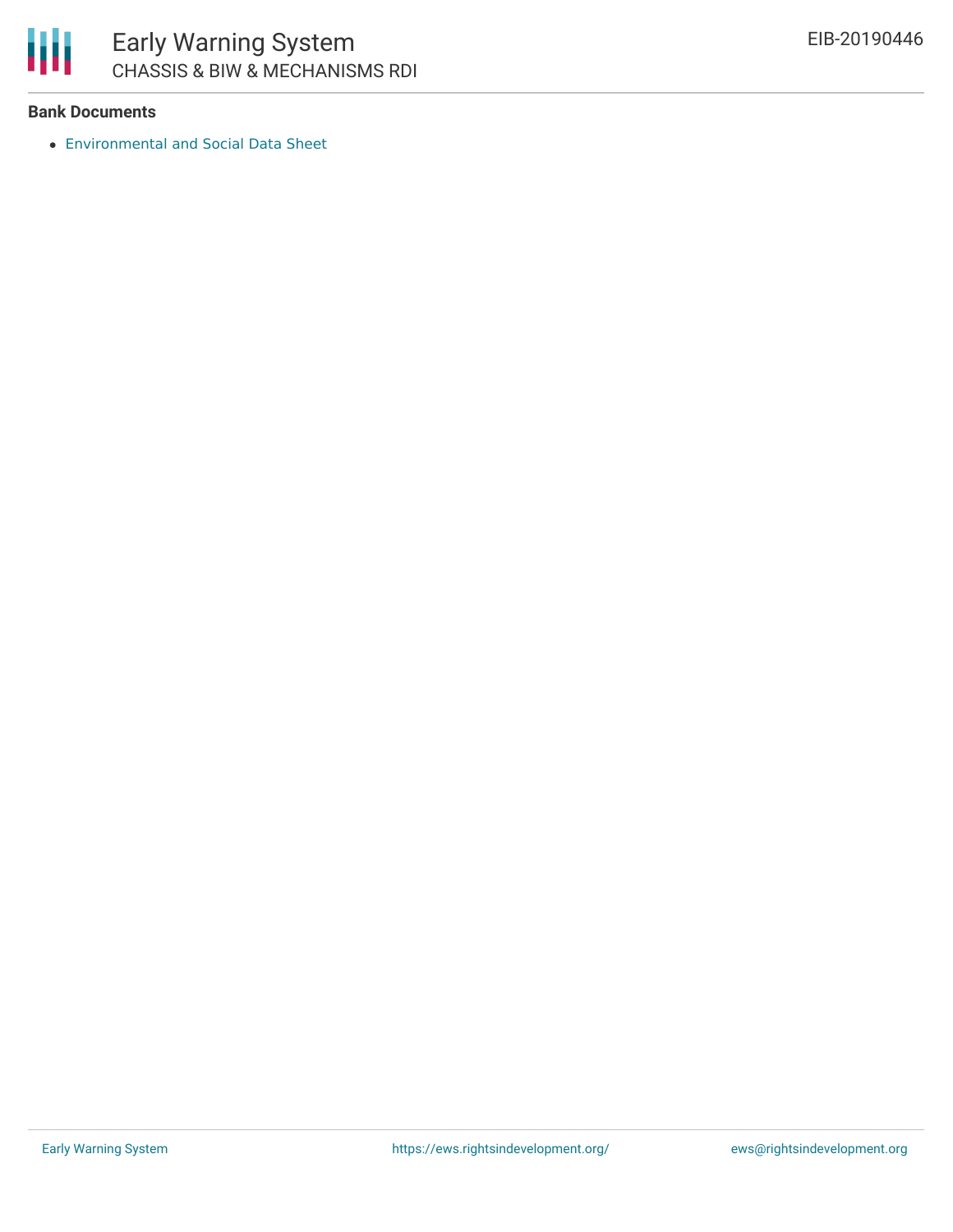**Bank Documents**

- Environmental and Social Data Sheet